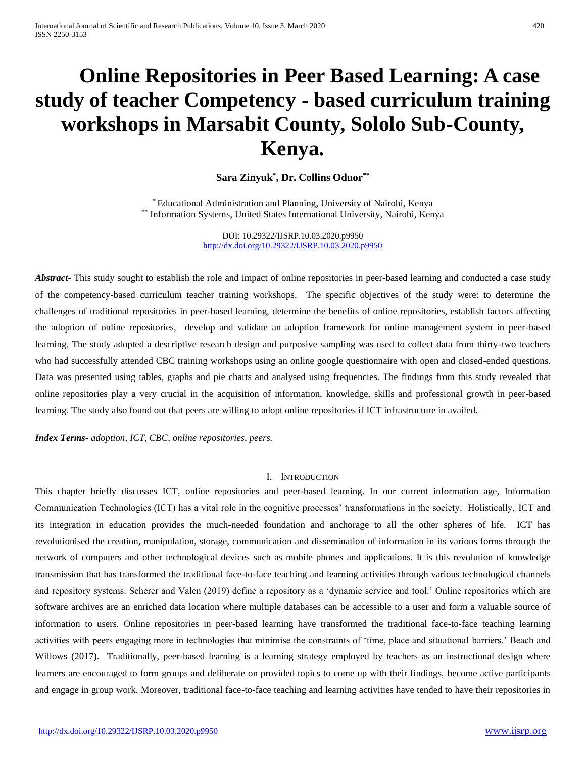# Online Repositories in Peer Based Learning: A case study of teacher Competency - based curriculum training workshops in Marsabit County, Sololo Sub-County, Kenya.

**Sara Zinyuk[*], Dr. Collins Oduor[**]**

[*] Educational Administration and Planning, University of Nairobi, Kenya
[**] Information Systems, United States International University, Nairobi, Kenya

DOI: 10.29322/IJSRP.10.03.2020.p9950
http://dx.doi.org/10.29322/IJSRP.10.03.2020.p9950

***Abstract-*** This study sought to establish the role and impact of online repositories in peer-based learning and conducted a case study of the competency-based curriculum teacher training workshops. The specific objectives of the study were: to determine the challenges of traditional repositories in peer-based learning, determine the benefits of online repositories, establish factors affecting the adoption of online repositories, develop and validate an adoption framework for online management system in peer-based learning. The study adopted a descriptive research design and purposive sampling was used to collect data from thirty-two teachers who had successfully attended CBC training workshops using an online google questionnaire with open and closed-ended questions. Data was presented using tables, graphs and pie charts and analysed using frequencies. The findings from this study revealed that online repositories play a very crucial in the acquisition of information, knowledge, skills and professional growth in peer-based learning. The study also found out that peers are willing to adopt online repositories if ICT infrastructure in availed.

***Index Terms****- adoption, ICT, CBC, online repositories, peers.*

## I. Introduction

This chapter briefly discusses ICT, online repositories and peer-based learning. In our current information age, Information Communication Technologies (ICT) has a vital role in the cognitive processes' transformations in the society. Holistically, ICT and its integration in education provides the much-needed foundation and anchorage to all the other spheres of life. ICT has revolutionised the creation, manipulation, storage, communication and dissemination of information in its various forms through the network of computers and other technological devices such as mobile phones and applications. It is this revolution of knowledge transmission that has transformed the traditional face-to-face teaching and learning activities through various technological channels and repository systems. Scherer and Valen (2019) define a repository as a 'dynamic service and tool.' Online repositories which are software archives are an enriched data location where multiple databases can be accessible to a user and form a valuable source of information to users. Online repositories in peer-based learning have transformed the traditional face-to-face teaching learning activities with peers engaging more in technologies that minimise the constraints of 'time, place and situational barriers.' Beach and Willows (2017). Traditionally, peer-based learning is a learning strategy employed by teachers as an instructional design where learners are encouraged to form groups and deliberate on provided topics to come up with their findings, become active participants and engage in group work. Moreover, traditional face-to-face teaching and learning activities have tended to have their repositories in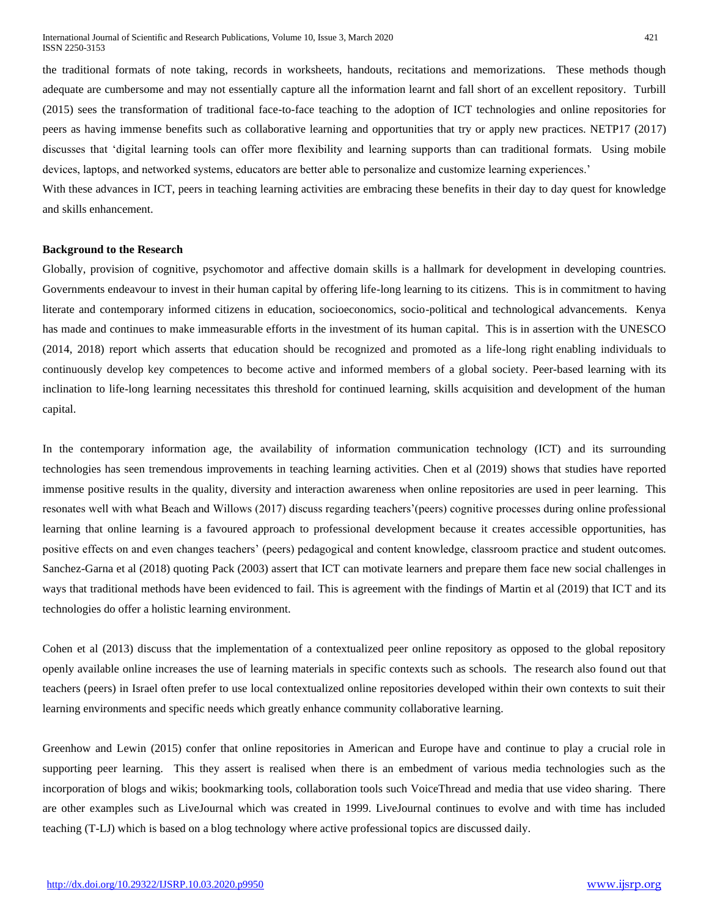the traditional formats of note taking, records in worksheets, handouts, recitations and memorizations. These methods though adequate are cumbersome and may not essentially capture all the information learnt and fall short of an excellent repository. Turbill (2015) sees the transformation of traditional face-to-face teaching to the adoption of ICT technologies and online repositories for peers as having immense benefits such as collaborative learning and opportunities that try or apply new practices. NETP17 (2017) discusses that 'digital learning tools can offer more flexibility and learning supports than can traditional formats. Using mobile devices, laptops, and networked systems, educators are better able to personalize and customize learning experiences.'

With these advances in ICT, peers in teaching learning activities are embracing these benefits in their day to day quest for knowledge and skills enhancement.

**Background to the Research**

Globally, provision of cognitive, psychomotor and affective domain skills is a hallmark for development in developing countries. Governments endeavour to invest in their human capital by offering life-long learning to its citizens. This is in commitment to having literate and contemporary informed citizens in education, socioeconomics, socio-political and technological advancements. Kenya has made and continues to make immeasurable efforts in the investment of its human capital. This is in assertion with the UNESCO (2014, 2018) report which asserts that education should be recognized and promoted as a life-long right enabling individuals to continuously develop key competences to become active and informed members of a global society. Peer-based learning with its inclination to life-long learning necessitates this threshold for continued learning, skills acquisition and development of the human capital.

In the contemporary information age, the availability of information communication technology (ICT) and its surrounding technologies has seen tremendous improvements in teaching learning activities. Chen et al (2019) shows that studies have reported immense positive results in the quality, diversity and interaction awareness when online repositories are used in peer learning. This resonates well with what Beach and Willows (2017) discuss regarding teachers'(peers) cognitive processes during online professional learning that online learning is a favoured approach to professional development because it creates accessible opportunities, has positive effects on and even changes teachers' (peers) pedagogical and content knowledge, classroom practice and student outcomes. Sanchez-Garna et al (2018) quoting Pack (2003) assert that ICT can motivate learners and prepare them face new social challenges in ways that traditional methods have been evidenced to fail. This is agreement with the findings of Martin et al (2019) that ICT and its technologies do offer a holistic learning environment.

Cohen et al (2013) discuss that the implementation of a contextualized peer online repository as opposed to the global repository openly available online increases the use of learning materials in specific contexts such as schools. The research also found out that teachers (peers) in Israel often prefer to use local contextualized online repositories developed within their own contexts to suit their learning environments and specific needs which greatly enhance community collaborative learning.

Greenhow and Lewin (2015) confer that online repositories in American and Europe have and continue to play a crucial role in supporting peer learning. This they assert is realised when there is an embedment of various media technologies such as the incorporation of blogs and wikis; bookmarking tools, collaboration tools such VoiceThread and media that use video sharing. There are other examples such as LiveJournal which was created in 1999. LiveJournal continues to evolve and with time has included teaching (T-LJ) which is based on a blog technology where active professional topics are discussed daily.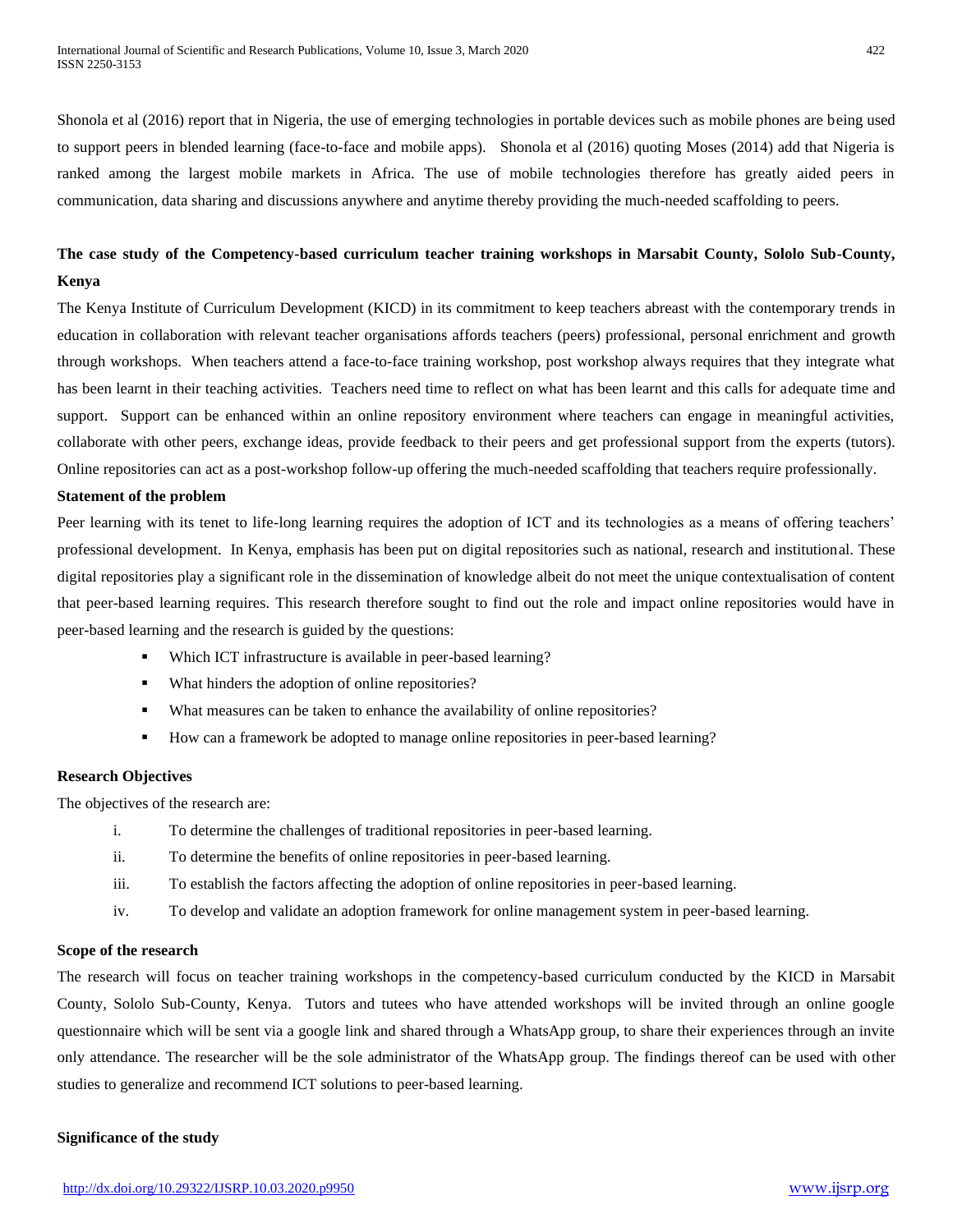Shonola et al (2016) report that in Nigeria, the use of emerging technologies in portable devices such as mobile phones are being used to support peers in blended learning (face-to-face and mobile apps). Shonola et al (2016) quoting Moses (2014) add that Nigeria is ranked among the largest mobile markets in Africa. The use of mobile technologies therefore has greatly aided peers in communication, data sharing and discussions anywhere and anytime thereby providing the much-needed scaffolding to peers.

**The case study of the Competency-based curriculum teacher training workshops in Marsabit County, Sololo Sub-County, Kenya**

The Kenya Institute of Curriculum Development (KICD) in its commitment to keep teachers abreast with the contemporary trends in education in collaboration with relevant teacher organisations affords teachers (peers) professional, personal enrichment and growth through workshops. When teachers attend a face-to-face training workshop, post workshop always requires that they integrate what has been learnt in their teaching activities. Teachers need time to reflect on what has been learnt and this calls for adequate time and support. Support can be enhanced within an online repository environment where teachers can engage in meaningful activities, collaborate with other peers, exchange ideas, provide feedback to their peers and get professional support from the experts (tutors). Online repositories can act as a post-workshop follow-up offering the much-needed scaffolding that teachers require professionally.

**Statement of the problem**

Peer learning with its tenet to life-long learning requires the adoption of ICT and its technologies as a means of offering teachers' professional development. In Kenya, emphasis has been put on digital repositories such as national, research and institutional. These digital repositories play a significant role in the dissemination of knowledge albeit do not meet the unique contextualisation of content that peer-based learning requires. This research therefore sought to find out the role and impact online repositories would have in peer-based learning and the research is guided by the questions:

- Which ICT infrastructure is available in peer-based learning?
- What hinders the adoption of online repositories?
- What measures can be taken to enhance the availability of online repositories?
- How can a framework be adopted to manage online repositories in peer-based learning?

**Research Objectives**

The objectives of the research are:

i. To determine the challenges of traditional repositories in peer-based learning.

ii. To determine the benefits of online repositories in peer-based learning.

iii. To establish the factors affecting the adoption of online repositories in peer-based learning.

iv. To develop and validate an adoption framework for online management system in peer-based learning.

**Scope of the research**

The research will focus on teacher training workshops in the competency-based curriculum conducted by the KICD in Marsabit County, Sololo Sub-County, Kenya. Tutors and tutees who have attended workshops will be invited through an online google questionnaire which will be sent via a google link and shared through a WhatsApp group, to share their experiences through an invite only attendance. The researcher will be the sole administrator of the WhatsApp group. The findings thereof can be used with other studies to generalize and recommend ICT solutions to peer-based learning.

**Significance of the study**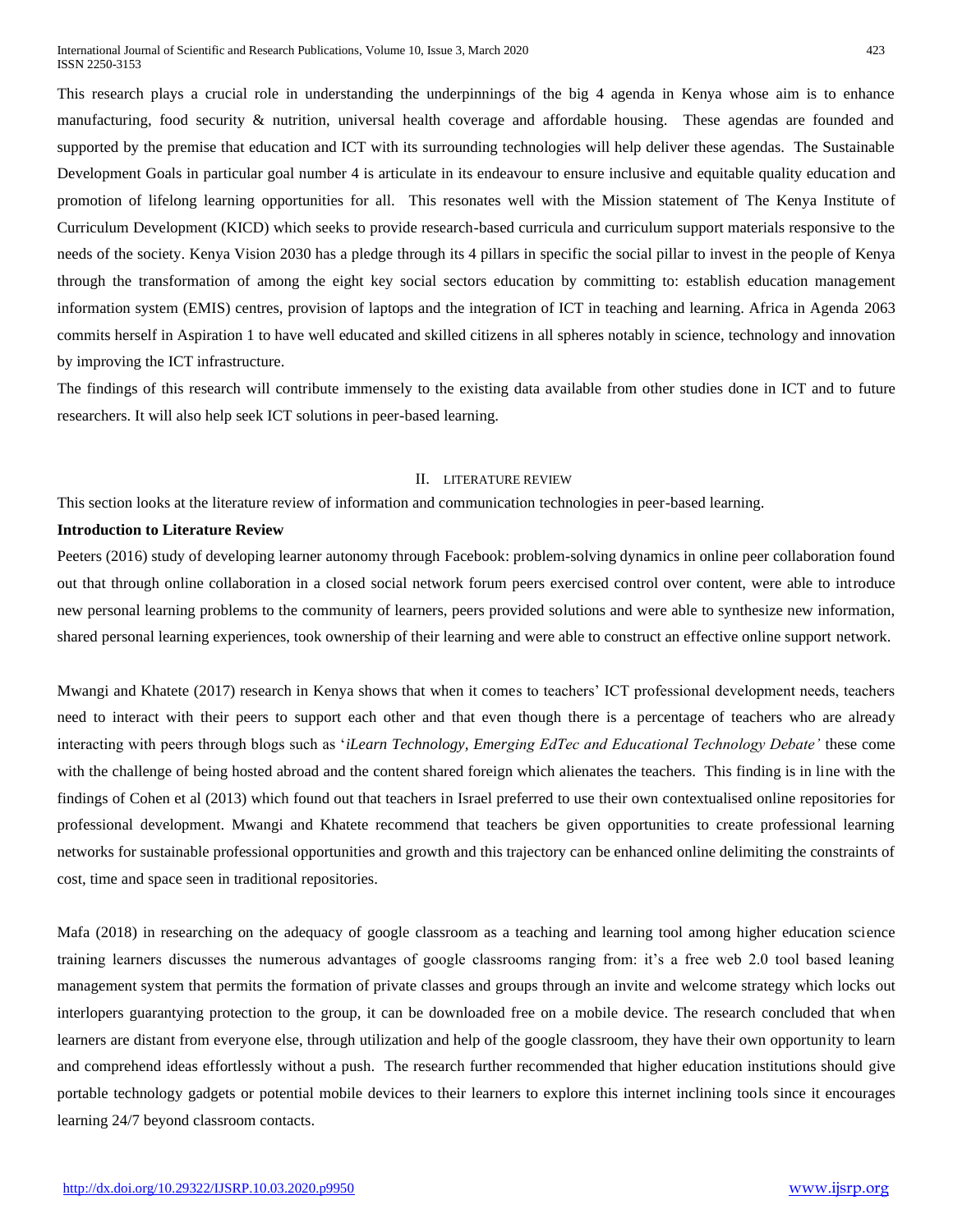This research plays a crucial role in understanding the underpinnings of the big 4 agenda in Kenya whose aim is to enhance manufacturing, food security & nutrition, universal health coverage and affordable housing. These agendas are founded and supported by the premise that education and ICT with its surrounding technologies will help deliver these agendas. The Sustainable Development Goals in particular goal number 4 is articulate in its endeavour to ensure inclusive and equitable quality education and promotion of lifelong learning opportunities for all. This resonates well with the Mission statement of The Kenya Institute of Curriculum Development (KICD) which seeks to provide research-based curricula and curriculum support materials responsive to the needs of the society. Kenya Vision 2030 has a pledge through its 4 pillars in specific the social pillar to invest in the people of Kenya through the transformation of among the eight key social sectors education by committing to: establish education management information system (EMIS) centres, provision of laptops and the integration of ICT in teaching and learning. Africa in Agenda 2063 commits herself in Aspiration 1 to have well educated and skilled citizens in all spheres notably in science, technology and innovation by improving the ICT infrastructure.

The findings of this research will contribute immensely to the existing data available from other studies done in ICT and to future researchers. It will also help seek ICT solutions in peer-based learning.

## II. LITERATURE REVIEW

This section looks at the literature review of information and communication technologies in peer-based learning.

**Introduction to Literature Review**

Peeters (2016) study of developing learner autonomy through Facebook: problem-solving dynamics in online peer collaboration found out that through online collaboration in a closed social network forum peers exercised control over content, were able to introduce new personal learning problems to the community of learners, peers provided solutions and were able to synthesize new information, shared personal learning experiences, took ownership of their learning and were able to construct an effective online support network.

Mwangi and Khatete (2017) research in Kenya shows that when it comes to teachers' ICT professional development needs, teachers need to interact with their peers to support each other and that even though there is a percentage of teachers who are already interacting with peers through blogs such as '*iLearn Technology, Emerging EdTec and Educational Technology Debate'* these come with the challenge of being hosted abroad and the content shared foreign which alienates the teachers. This finding is in line with the findings of Cohen et al (2013) which found out that teachers in Israel preferred to use their own contextualised online repositories for professional development. Mwangi and Khatete recommend that teachers be given opportunities to create professional learning networks for sustainable professional opportunities and growth and this trajectory can be enhanced online delimiting the constraints of cost, time and space seen in traditional repositories.

Mafa (2018) in researching on the adequacy of google classroom as a teaching and learning tool among higher education science training learners discusses the numerous advantages of google classrooms ranging from: it's a free web 2.0 tool based leaning management system that permits the formation of private classes and groups through an invite and welcome strategy which locks out interlopers guarantying protection to the group, it can be downloaded free on a mobile device. The research concluded that when learners are distant from everyone else, through utilization and help of the google classroom, they have their own opportunity to learn and comprehend ideas effortlessly without a push. The research further recommended that higher education institutions should give portable technology gadgets or potential mobile devices to their learners to explore this internet inclining tools since it encourages learning 24/7 beyond classroom contacts.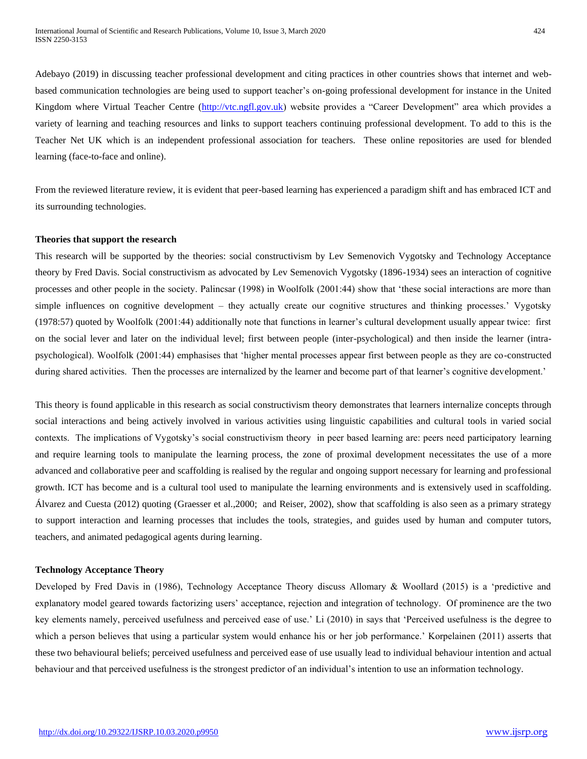Adebayo (2019) in discussing teacher professional development and citing practices in other countries shows that internet and web-based communication technologies are being used to support teacher's on-going professional development for instance in the United Kingdom where Virtual Teacher Centre (http://vtc.ngfl.gov.uk) website provides a "Career Development" area which provides a variety of learning and teaching resources and links to support teachers continuing professional development. To add to this is the Teacher Net UK which is an independent professional association for teachers. These online repositories are used for blended learning (face-to-face and online).

From the reviewed literature review, it is evident that peer-based learning has experienced a paradigm shift and has embraced ICT and its surrounding technologies.

**Theories that support the research**

This research will be supported by the theories: social constructivism by Lev Semenovich Vygotsky and Technology Acceptance theory by Fred Davis. Social constructivism as advocated by Lev Semenovich Vygotsky (1896-1934) sees an interaction of cognitive processes and other people in the society. Palincsar (1998) in Woolfolk (2001:44) show that 'these social interactions are more than simple influences on cognitive development – they actually create our cognitive structures and thinking processes.' Vygotsky (1978:57) quoted by Woolfolk (2001:44) additionally note that functions in learner's cultural development usually appear twice: first on the social lever and later on the individual level; first between people (inter-psychological) and then inside the learner (intra-psychological). Woolfolk (2001:44) emphasises that 'higher mental processes appear first between people as they are co-constructed during shared activities. Then the processes are internalized by the learner and become part of that learner's cognitive development.'

This theory is found applicable in this research as social constructivism theory demonstrates that learners internalize concepts through social interactions and being actively involved in various activities using linguistic capabilities and cultural tools in varied social contexts. The implications of Vygotsky's social constructivism theory in peer based learning are: peers need participatory learning and require learning tools to manipulate the learning process, the zone of proximal development necessitates the use of a more advanced and collaborative peer and scaffolding is realised by the regular and ongoing support necessary for learning and professional growth. ICT has become and is a cultural tool used to manipulate the learning environments and is extensively used in scaffolding. Álvarez and Cuesta (2012) quoting (Graesser et al.,2000; and Reiser, 2002), show that scaffolding is also seen as a primary strategy to support interaction and learning processes that includes the tools, strategies, and guides used by human and computer tutors, teachers, and animated pedagogical agents during learning.

**Technology Acceptance Theory**

Developed by Fred Davis in (1986), Technology Acceptance Theory discuss Allomary & Woollard (2015) is a 'predictive and explanatory model geared towards factorizing users' acceptance, rejection and integration of technology. Of prominence are the two key elements namely, perceived usefulness and perceived ease of use.' Li (2010) in says that 'Perceived usefulness is the degree to which a person believes that using a particular system would enhance his or her job performance.' Korpelainen (2011) asserts that these two behavioural beliefs; perceived usefulness and perceived ease of use usually lead to individual behaviour intention and actual behaviour and that perceived usefulness is the strongest predictor of an individual's intention to use an information technology.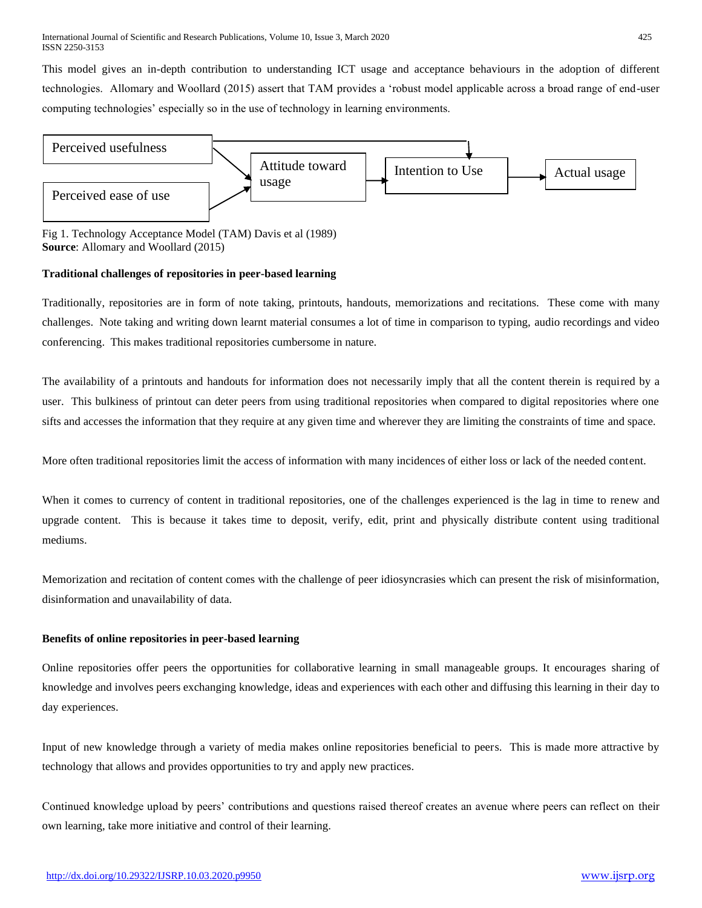This model gives an in-depth contribution to understanding ICT usage and acceptance behaviours in the adoption of different technologies. Allomary and Woollard (2015) assert that TAM provides a 'robust model applicable across a broad range of end-user computing technologies' especially so in the use of technology in learning environments.

Perceived usefulness

Perceived ease of use

Attitude toward usage

Intention to Use

Actual usage

Fig 1. Technology Acceptance Model (TAM) Davis et al (1989)
**Source**: Allomary and Woollard (2015)

**Traditional challenges of repositories in peer-based learning**

Traditionally, repositories are in form of note taking, printouts, handouts, memorizations and recitations. These come with many challenges. Note taking and writing down learnt material consumes a lot of time in comparison to typing, audio recordings and video conferencing. This makes traditional repositories cumbersome in nature.

The availability of a printouts and handouts for information does not necessarily imply that all the content therein is required by a user. This bulkiness of printout can deter peers from using traditional repositories when compared to digital repositories where one sifts and accesses the information that they require at any given time and wherever they are limiting the constraints of time and space.

More often traditional repositories limit the access of information with many incidences of either loss or lack of the needed content.

When it comes to currency of content in traditional repositories, one of the challenges experienced is the lag in time to renew and upgrade content. This is because it takes time to deposit, verify, edit, print and physically distribute content using traditional mediums.

Memorization and recitation of content comes with the challenge of peer idiosyncrasies which can present the risk of misinformation, disinformation and unavailability of data.

**Benefits of online repositories in peer-based learning**

Online repositories offer peers the opportunities for collaborative learning in small manageable groups. It encourages sharing of knowledge and involves peers exchanging knowledge, ideas and experiences with each other and diffusing this learning in their day to day experiences.

Input of new knowledge through a variety of media makes online repositories beneficial to peers. This is made more attractive by technology that allows and provides opportunities to try and apply new practices.

Continued knowledge upload by peers' contributions and questions raised thereof creates an avenue where peers can reflect on their own learning, take more initiative and control of their learning.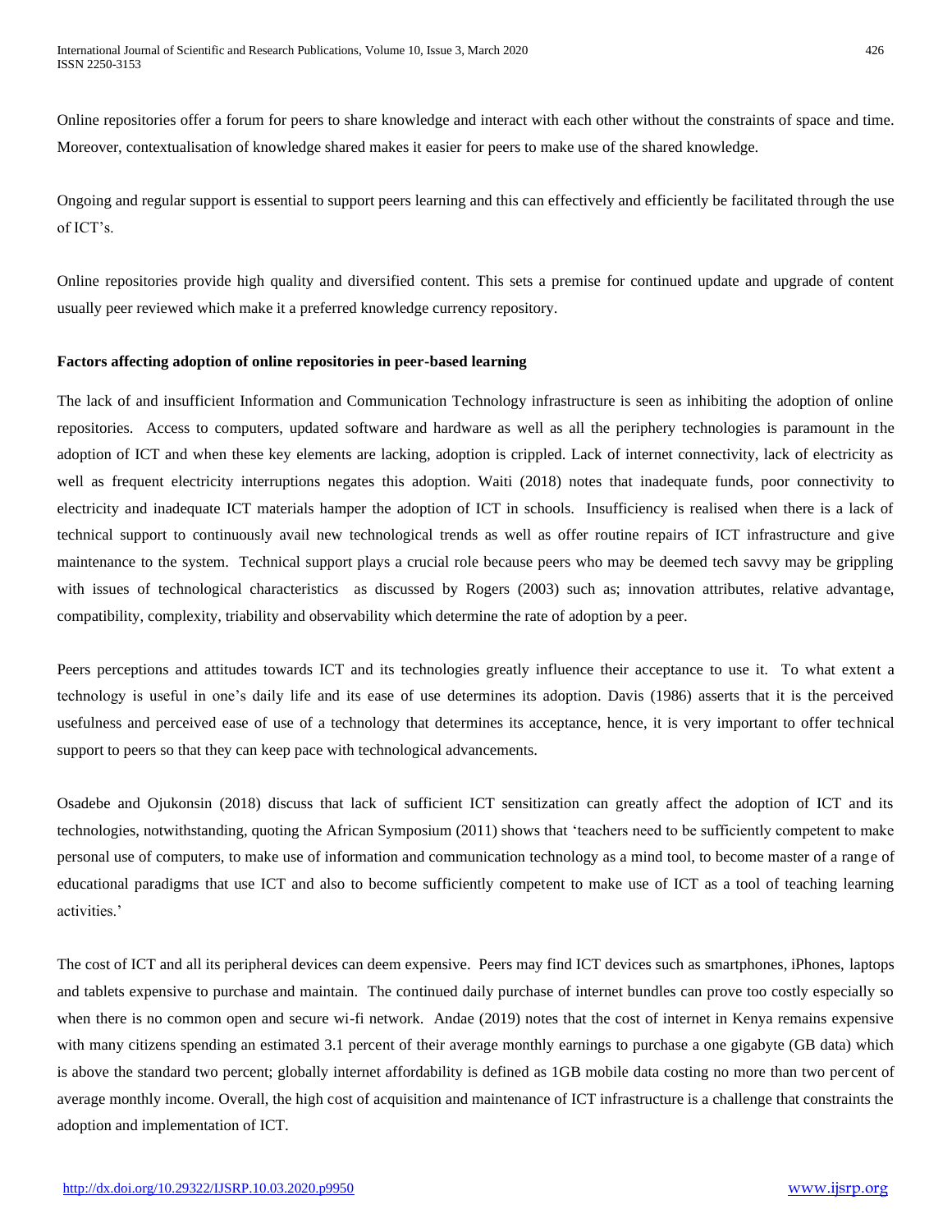Online repositories offer a forum for peers to share knowledge and interact with each other without the constraints of space and time. Moreover, contextualisation of knowledge shared makes it easier for peers to make use of the shared knowledge.

Ongoing and regular support is essential to support peers learning and this can effectively and efficiently be facilitated through the use of ICT's.

Online repositories provide high quality and diversified content. This sets a premise for continued update and upgrade of content usually peer reviewed which make it a preferred knowledge currency repository.

**Factors affecting adoption of online repositories in peer-based learning**

The lack of and insufficient Information and Communication Technology infrastructure is seen as inhibiting the adoption of online repositories. Access to computers, updated software and hardware as well as all the periphery technologies is paramount in the adoption of ICT and when these key elements are lacking, adoption is crippled. Lack of internet connectivity, lack of electricity as well as frequent electricity interruptions negates this adoption. Waiti (2018) notes that inadequate funds, poor connectivity to electricity and inadequate ICT materials hamper the adoption of ICT in schools. Insufficiency is realised when there is a lack of technical support to continuously avail new technological trends as well as offer routine repairs of ICT infrastructure and give maintenance to the system. Technical support plays a crucial role because peers who may be deemed tech savvy may be grippling with issues of technological characteristics as discussed by Rogers (2003) such as; innovation attributes, relative advantage, compatibility, complexity, triability and observability which determine the rate of adoption by a peer.

Peers perceptions and attitudes towards ICT and its technologies greatly influence their acceptance to use it. To what extent a technology is useful in one's daily life and its ease of use determines its adoption. Davis (1986) asserts that it is the perceived usefulness and perceived ease of use of a technology that determines its acceptance, hence, it is very important to offer technical support to peers so that they can keep pace with technological advancements.

Osadebe and Ojukonsin (2018) discuss that lack of sufficient ICT sensitization can greatly affect the adoption of ICT and its technologies, notwithstanding, quoting the African Symposium (2011) shows that 'teachers need to be sufficiently competent to make personal use of computers, to make use of information and communication technology as a mind tool, to become master of a range of educational paradigms that use ICT and also to become sufficiently competent to make use of ICT as a tool of teaching learning activities.'

The cost of ICT and all its peripheral devices can deem expensive. Peers may find ICT devices such as smartphones, iPhones, laptops and tablets expensive to purchase and maintain. The continued daily purchase of internet bundles can prove too costly especially so when there is no common open and secure wi-fi network. Andae (2019) notes that the cost of internet in Kenya remains expensive with many citizens spending an estimated 3.1 percent of their average monthly earnings to purchase a one gigabyte (GB data) which is above the standard two percent; globally internet affordability is defined as 1GB mobile data costing no more than two percent of average monthly income. Overall, the high cost of acquisition and maintenance of ICT infrastructure is a challenge that constraints the adoption and implementation of ICT.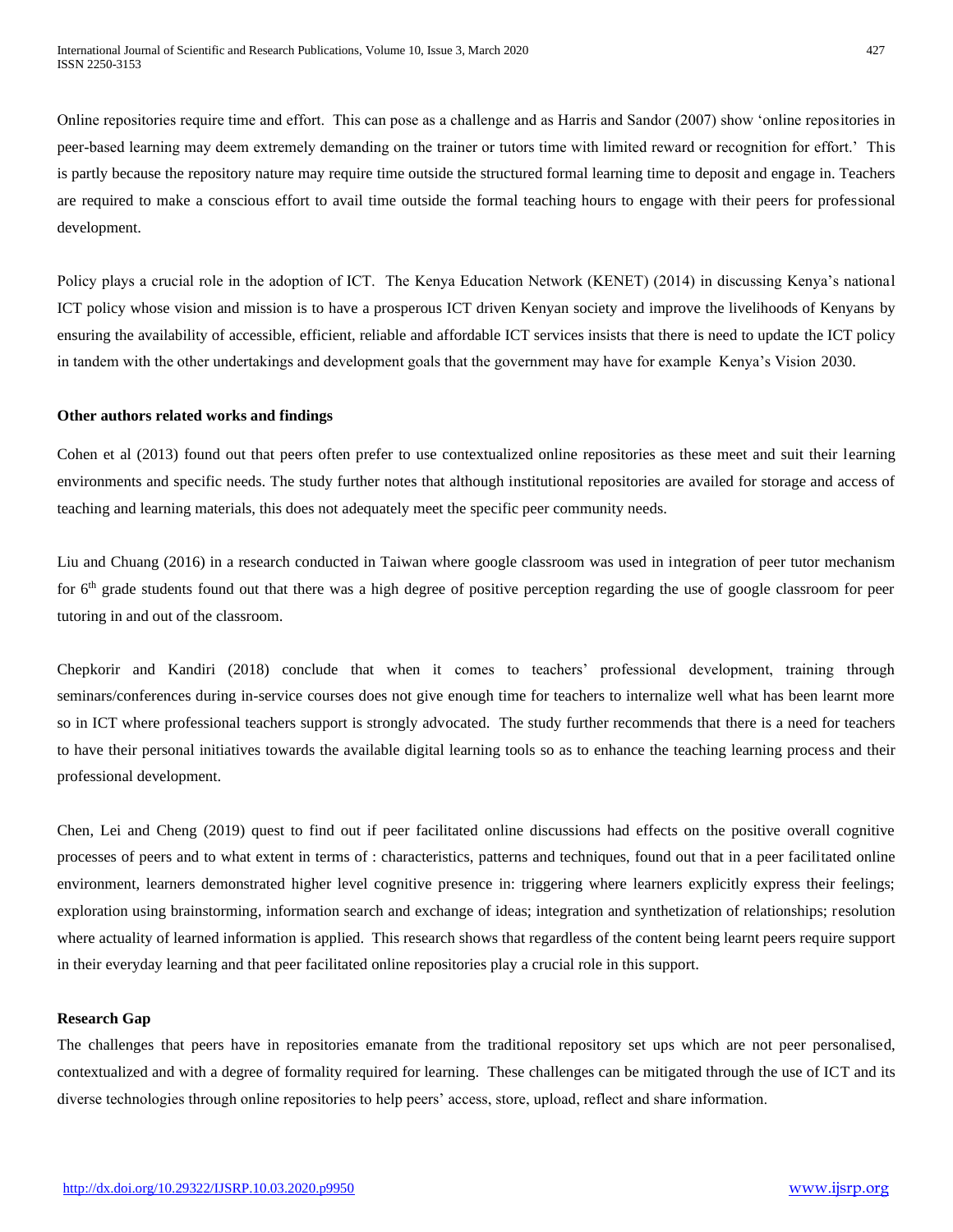Online repositories require time and effort. This can pose as a challenge and as Harris and Sandor (2007) show 'online repositories in peer-based learning may deem extremely demanding on the trainer or tutors time with limited reward or recognition for effort.' This is partly because the repository nature may require time outside the structured formal learning time to deposit and engage in. Teachers are required to make a conscious effort to avail time outside the formal teaching hours to engage with their peers for professional development.

Policy plays a crucial role in the adoption of ICT. The Kenya Education Network (KENET) (2014) in discussing Kenya's national ICT policy whose vision and mission is to have a prosperous ICT driven Kenyan society and improve the livelihoods of Kenyans by ensuring the availability of accessible, efficient, reliable and affordable ICT services insists that there is need to update the ICT policy in tandem with the other undertakings and development goals that the government may have for example Kenya's Vision 2030.

**Other authors related works and findings**

Cohen et al (2013) found out that peers often prefer to use contextualized online repositories as these meet and suit their learning environments and specific needs. The study further notes that although institutional repositories are availed for storage and access of teaching and learning materials, this does not adequately meet the specific peer community needs.

Liu and Chuang (2016) in a research conducted in Taiwan where google classroom was used in integration of peer tutor mechanism for 6th grade students found out that there was a high degree of positive perception regarding the use of google classroom for peer tutoring in and out of the classroom.

Chepkorir and Kandiri (2018) conclude that when it comes to teachers' professional development, training through seminars/conferences during in-service courses does not give enough time for teachers to internalize well what has been learnt more so in ICT where professional teachers support is strongly advocated. The study further recommends that there is a need for teachers to have their personal initiatives towards the available digital learning tools so as to enhance the teaching learning process and their professional development.

Chen, Lei and Cheng (2019) quest to find out if peer facilitated online discussions had effects on the positive overall cognitive processes of peers and to what extent in terms of : characteristics, patterns and techniques, found out that in a peer facilitated online environment, learners demonstrated higher level cognitive presence in: triggering where learners explicitly express their feelings; exploration using brainstorming, information search and exchange of ideas; integration and synthetization of relationships; resolution where actuality of learned information is applied. This research shows that regardless of the content being learnt peers require support in their everyday learning and that peer facilitated online repositories play a crucial role in this support.

**Research Gap**

The challenges that peers have in repositories emanate from the traditional repository set ups which are not peer personalised, contextualized and with a degree of formality required for learning. These challenges can be mitigated through the use of ICT and its diverse technologies through online repositories to help peers' access, store, upload, reflect and share information.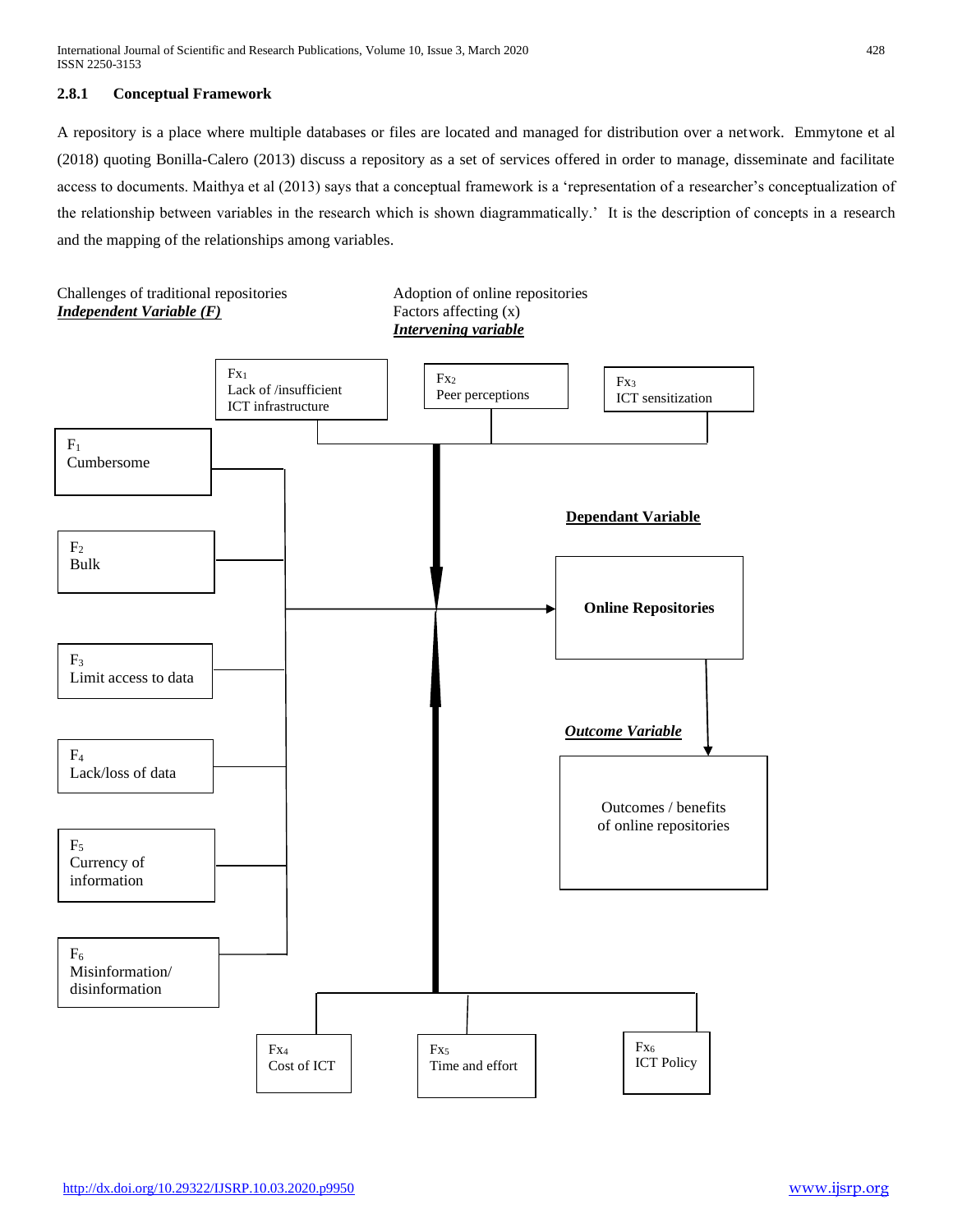### 2.8.1 Conceptual Framework

A repository is a place where multiple databases or files are located and managed for distribution over a network. Emmytone et al (2018) quoting Bonilla-Calero (2013) discuss a repository as a set of services offered in order to manage, disseminate and facilitate access to documents. Maithya et al (2013) says that a conceptual framework is a 'representation of a researcher's conceptualization of the relationship between variables in the research which is shown diagrammatically.' It is the description of concepts in a research and the mapping of the relationships among variables.

Challenges of traditional repositories
***Independent Variable (F)***

Adoption of online repositories
Factors affecting (x)
***Intervening variable***

$Fx_1$
Lack of /insufficient ICT infrastructure

$Fx_2$
Peer perceptions

$Fx_3$
ICT sensitization

$F_1$
Cumbersome

$F_2$
Bulk

$F_3$
Limit access to data

$F_4$
Lack/loss of data

$F_5$
Currency of information

$F_6$
Misinformation/ disinformation

**Dependant Variable**

**Online Repositories**

***Outcome Variable***

Outcomes / benefits of online repositories

$Fx_4$
Cost of ICT

$Fx_5$
Time and effort

$Fx_6$
ICT Policy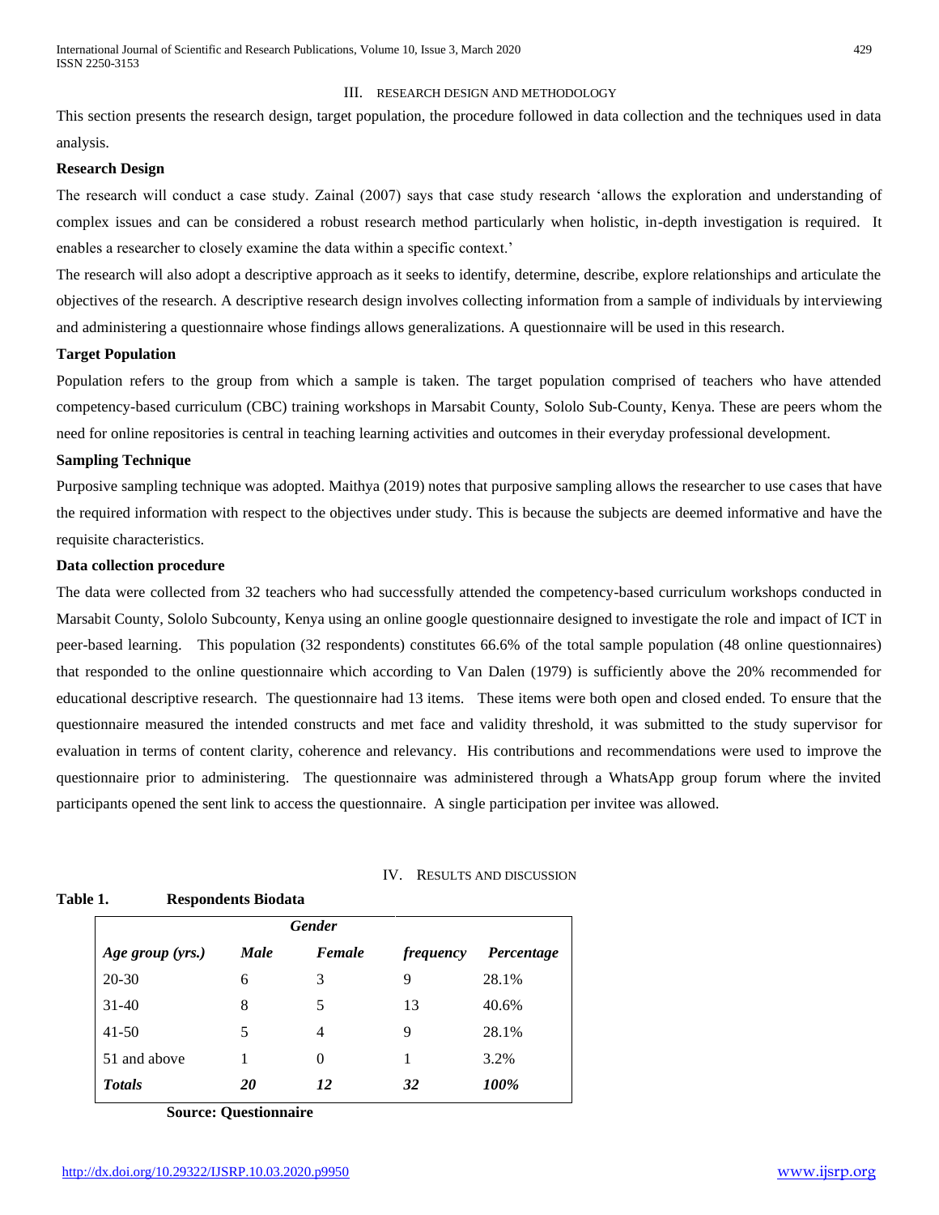## III. RESEARCH DESIGN AND METHODOLOGY

This section presents the research design, target population, the procedure followed in data collection and the techniques used in data analysis.

**Research Design**

The research will conduct a case study. Zainal (2007) says that case study research 'allows the exploration and understanding of complex issues and can be considered a robust research method particularly when holistic, in-depth investigation is required. It enables a researcher to closely examine the data within a specific context.'

The research will also adopt a descriptive approach as it seeks to identify, determine, describe, explore relationships and articulate the objectives of the research. A descriptive research design involves collecting information from a sample of individuals by interviewing and administering a questionnaire whose findings allows generalizations. A questionnaire will be used in this research.

**Target Population**

Population refers to the group from which a sample is taken. The target population comprised of teachers who have attended competency-based curriculum (CBC) training workshops in Marsabit County, Sololo Sub-County, Kenya. These are peers whom the need for online repositories is central in teaching learning activities and outcomes in their everyday professional development.

**Sampling Technique**

Purposive sampling technique was adopted. Maithya (2019) notes that purposive sampling allows the researcher to use cases that have the required information with respect to the objectives under study. This is because the subjects are deemed informative and have the requisite characteristics.

**Data collection procedure**

The data were collected from 32 teachers who had successfully attended the competency-based curriculum workshops conducted in Marsabit County, Sololo Subcounty, Kenya using an online google questionnaire designed to investigate the role and impact of ICT in peer-based learning. This population (32 respondents) constitutes 66.6% of the total sample population (48 online questionnaires) that responded to the online questionnaire which according to Van Dalen (1979) is sufficiently above the 20% recommended for educational descriptive research. The questionnaire had 13 items. These items were both open and closed ended. To ensure that the questionnaire measured the intended constructs and met face and validity threshold, it was submitted to the study supervisor for evaluation in terms of content clarity, coherence and relevancy. His contributions and recommendations were used to improve the questionnaire prior to administering. The questionnaire was administered through a WhatsApp group forum where the invited participants opened the sent link to access the questionnaire. A single participation per invitee was allowed.

## IV. RESULTS AND DISCUSSION

**Table 1. Respondents Biodata**

| | *Gender* | | | |
|---|---|---|---|---|
| *Age group (yrs.)* | *Male* | *Female* | *frequency* | *Percentage* |
| 20-30 | 6 | 3 | 9 | 28.1% |
| 31-40 | 8 | 5 | 13 | 40.6% |
| 41-50 | 5 | 4 | 9 | 28.1% |
| 51 and above | 1 | 0 | 1 | 3.2% |
| ***Totals*** | ***20*** | ***12*** | ***32*** | ***100%*** |

**Source: Questionnaire**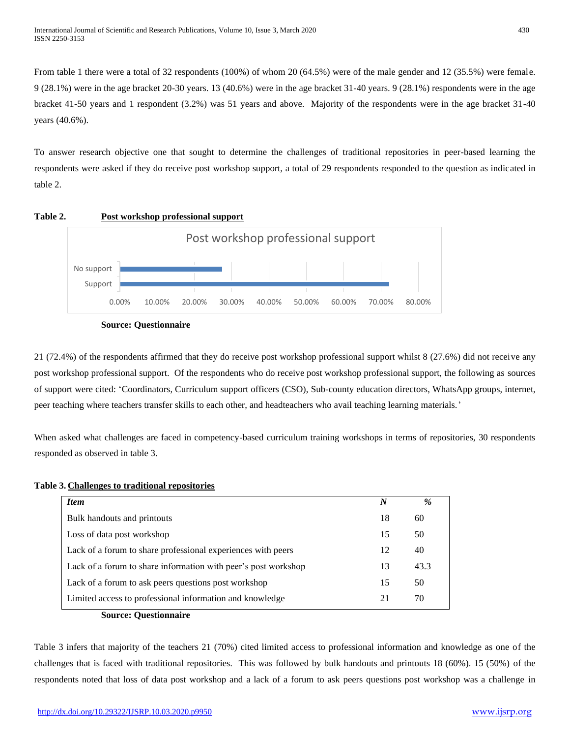From table 1 there were a total of 32 respondents (100%) of whom 20 (64.5%) were of the male gender and 12 (35.5%) were female. 9 (28.1%) were in the age bracket 20-30 years. 13 (40.6%) were in the age bracket 31-40 years. 9 (28.1%) respondents were in the age bracket 41-50 years and 1 respondent (3.2%) was 51 years and above. Majority of the respondents were in the age bracket 31-40 years (40.6%).

To answer research objective one that sought to determine the challenges of traditional repositories in peer-based learning the respondents were asked if they do receive post workshop support, a total of 29 respondents responded to the question as indicated in table 2.

**Table 2. Post workshop professional support**

Post workshop professional support

| Response | Percentage |
|---|---|
| No support | 27.6% |
| Support | 72.4% |

**Source: Questionnaire**

21 (72.4%) of the respondents affirmed that they do receive post workshop professional support whilst 8 (27.6%) did not receive any post workshop professional support. Of the respondents who do receive post workshop professional support, the following as sources of support were cited: 'Coordinators, Curriculum support officers (CSO), Sub-county education directors, WhatsApp groups, internet, peer teaching where teachers transfer skills to each other, and headteachers who avail teaching learning materials.'

When asked what challenges are faced in competency-based curriculum training workshops in terms of repositories, 30 respondents responded as observed in table 3.

**Table 3. Challenges to traditional repositories**

| *Item* | *N* | *%* |
|---|---|---|
| Bulk handouts and printouts | 18 | 60 |
| Loss of data post workshop | 15 | 50 |
| Lack of a forum to share professional experiences with peers | 12 | 40 |
| Lack of a forum to share information with peer's post workshop | 13 | 43.3 |
| Lack of a forum to ask peers questions post workshop | 15 | 50 |
| Limited access to professional information and knowledge | 21 | 70 |

**Source: Questionnaire**

Table 3 infers that majority of the teachers 21 (70%) cited limited access to professional information and knowledge as one of the challenges that is faced with traditional repositories. This was followed by bulk handouts and printouts 18 (60%). 15 (50%) of the respondents noted that loss of data post workshop and a lack of a forum to ask peers questions post workshop was a challenge in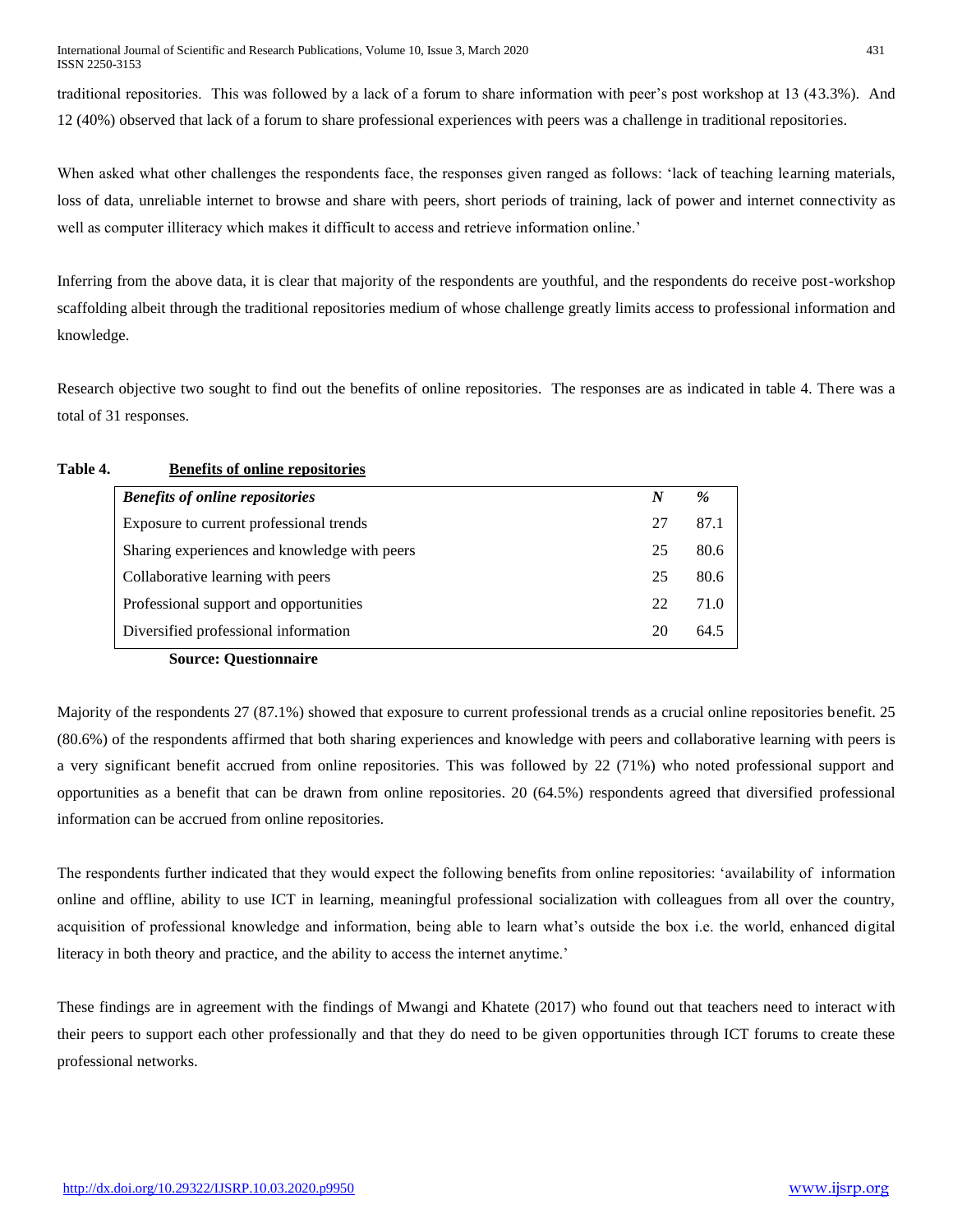traditional repositories. This was followed by a lack of a forum to share information with peer's post workshop at 13 (43.3%). And 12 (40%) observed that lack of a forum to share professional experiences with peers was a challenge in traditional repositories.

When asked what other challenges the respondents face, the responses given ranged as follows: 'lack of teaching learning materials, loss of data, unreliable internet to browse and share with peers, short periods of training, lack of power and internet connectivity as well as computer illiteracy which makes it difficult to access and retrieve information online.'

Inferring from the above data, it is clear that majority of the respondents are youthful, and the respondents do receive post-workshop scaffolding albeit through the traditional repositories medium of whose challenge greatly limits access to professional information and knowledge.

Research objective two sought to find out the benefits of online repositories. The responses are as indicated in table 4. There was a total of 31 responses.

**Table 4. Benefits of online repositories**

| *Benefits of online repositories* | *N* | *%* |
|---|---|---|
| Exposure to current professional trends | 27 | 87.1 |
| Sharing experiences and knowledge with peers | 25 | 80.6 |
| Collaborative learning with peers | 25 | 80.6 |
| Professional support and opportunities | 22 | 71.0 |
| Diversified professional information | 20 | 64.5 |

**Source: Questionnaire**

Majority of the respondents 27 (87.1%) showed that exposure to current professional trends as a crucial online repositories benefit. 25 (80.6%) of the respondents affirmed that both sharing experiences and knowledge with peers and collaborative learning with peers is a very significant benefit accrued from online repositories. This was followed by 22 (71%) who noted professional support and opportunities as a benefit that can be drawn from online repositories. 20 (64.5%) respondents agreed that diversified professional information can be accrued from online repositories.

The respondents further indicated that they would expect the following benefits from online repositories: 'availability of information online and offline, ability to use ICT in learning, meaningful professional socialization with colleagues from all over the country, acquisition of professional knowledge and information, being able to learn what's outside the box i.e. the world, enhanced digital literacy in both theory and practice, and the ability to access the internet anytime.'

These findings are in agreement with the findings of Mwangi and Khatete (2017) who found out that teachers need to interact with their peers to support each other professionally and that they do need to be given opportunities through ICT forums to create these professional networks.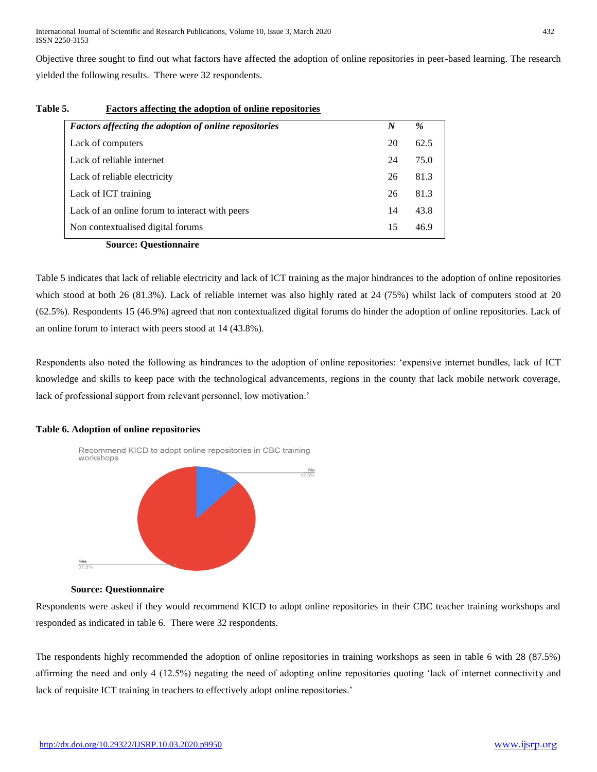Objective three sought to find out what factors have affected the adoption of online repositories in peer-based learning. The research yielded the following results. There were 32 respondents.

**Table 5.** **Factors affecting the adoption of online repositories**

| *Factors affecting the adoption of online repositories* | *N* | *%* |
|---|---|---|
| Lack of computers | 20 | 62.5 |
| Lack of reliable internet | 24 | 75.0 |
| Lack of reliable electricity | 26 | 81.3 |
| Lack of ICT training | 26 | 81.3 |
| Lack of an online forum to interact with peers | 14 | 43.8 |
| Non contextualised digital forums | 15 | 46.9 |

**Source: Questionnaire**

Table 5 indicates that lack of reliable electricity and lack of ICT training as the major hindrances to the adoption of online repositories which stood at both 26 (81.3%). Lack of reliable internet was also highly rated at 24 (75%) whilst lack of computers stood at 20 (62.5%). Respondents 15 (46.9%) agreed that non contextualized digital forums do hinder the adoption of online repositories. Lack of an online forum to interact with peers stood at 14 (43.8%).

Respondents also noted the following as hindrances to the adoption of online repositories: 'expensive internet bundles, lack of ICT knowledge and skills to keep pace with the technological advancements, regions in the county that lack mobile network coverage, lack of professional support from relevant personnel, low motivation.'

**Table 6. Adoption of online repositories**

Recommend KICD to adopt online repositories in CBC training workshops

No 12.5%

Yes 87.5%

**Source: Questionnaire**

Respondents were asked if they would recommend KICD to adopt online repositories in their CBC teacher training workshops and responded as indicated in table 6. There were 32 respondents.

The respondents highly recommended the adoption of online repositories in training workshops as seen in table 6 with 28 (87.5%) affirming the need and only 4 (12.5%) negating the need of adopting online repositories quoting 'lack of internet connectivity and lack of requisite ICT training in teachers to effectively adopt online repositories.'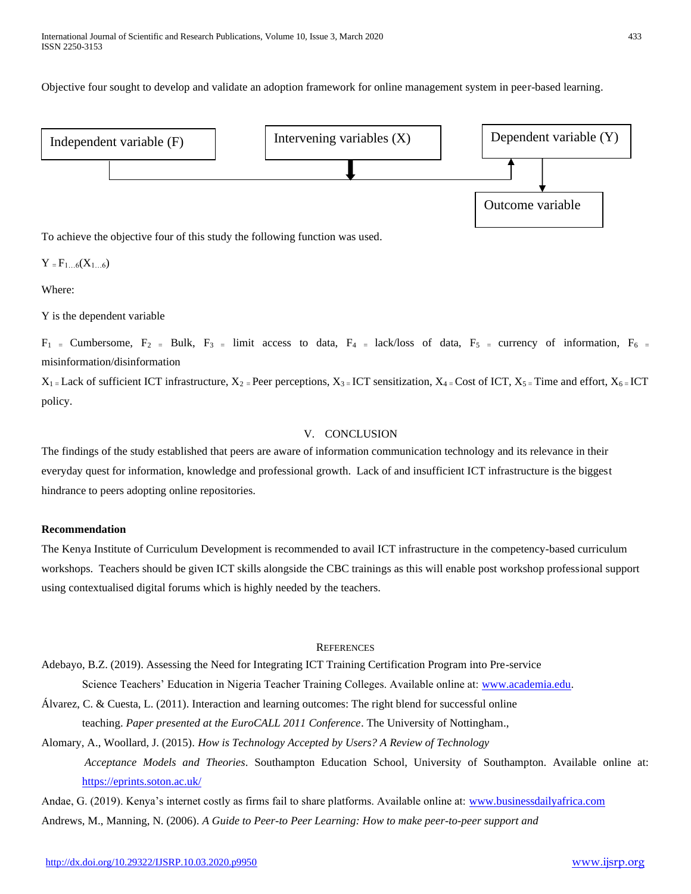Objective four sought to develop and validate an adoption framework for online management system in peer-based learning.

Independent variable (F) → Intervening variables (X) → Dependent variable (Y) → Outcome variable

To achieve the objective four of this study the following function was used.

$Y = F_{1...6}(X_{1...6})$

Where:

Y is the dependent variable

$F_1$ = Cumbersome, $F_2$ = Bulk, $F_3$ = limit access to data, $F_4$ = lack/loss of data, $F_5$ = currency of information, $F_6$ = misinformation/disinformation

$X_1$ = Lack of sufficient ICT infrastructure, $X_2$ = Peer perceptions, $X_3$ = ICT sensitization, $X_4$ = Cost of ICT, $X_5$ = Time and effort, $X_6$ = ICT policy.

## V. CONCLUSION

The findings of the study established that peers are aware of information communication technology and its relevance in their everyday quest for information, knowledge and professional growth. Lack of and insufficient ICT infrastructure is the biggest hindrance to peers adopting online repositories.

### Recommendation

The Kenya Institute of Curriculum Development is recommended to avail ICT infrastructure in the competency-based curriculum workshops. Teachers should be given ICT skills alongside the CBC trainings as this will enable post workshop professional support using contextualised digital forums which is highly needed by the teachers.

## REFERENCES

Adebayo, B.Z. (2019). Assessing the Need for Integrating ICT Training Certification Program into Pre-service Science Teachers' Education in Nigeria Teacher Training Colleges. Available online at: www.academia.edu.

Álvarez, C. & Cuesta, L. (2011). Interaction and learning outcomes: The right blend for successful online teaching. *Paper presented at the EuroCALL 2011 Conference*. The University of Nottingham.,

Alomary, A., Woollard, J. (2015). *How is Technology Accepted by Users? A Review of Technology Acceptance Models and Theories*. Southampton Education School, University of Southampton. Available online at: https://eprints.soton.ac.uk/

Andae, G. (2019). Kenya's internet costly as firms fail to share platforms. Available online at: www.businessdailyafrica.com

Andrews, M., Manning, N. (2006). *A Guide to Peer-to Peer Learning: How to make peer-to-peer support and*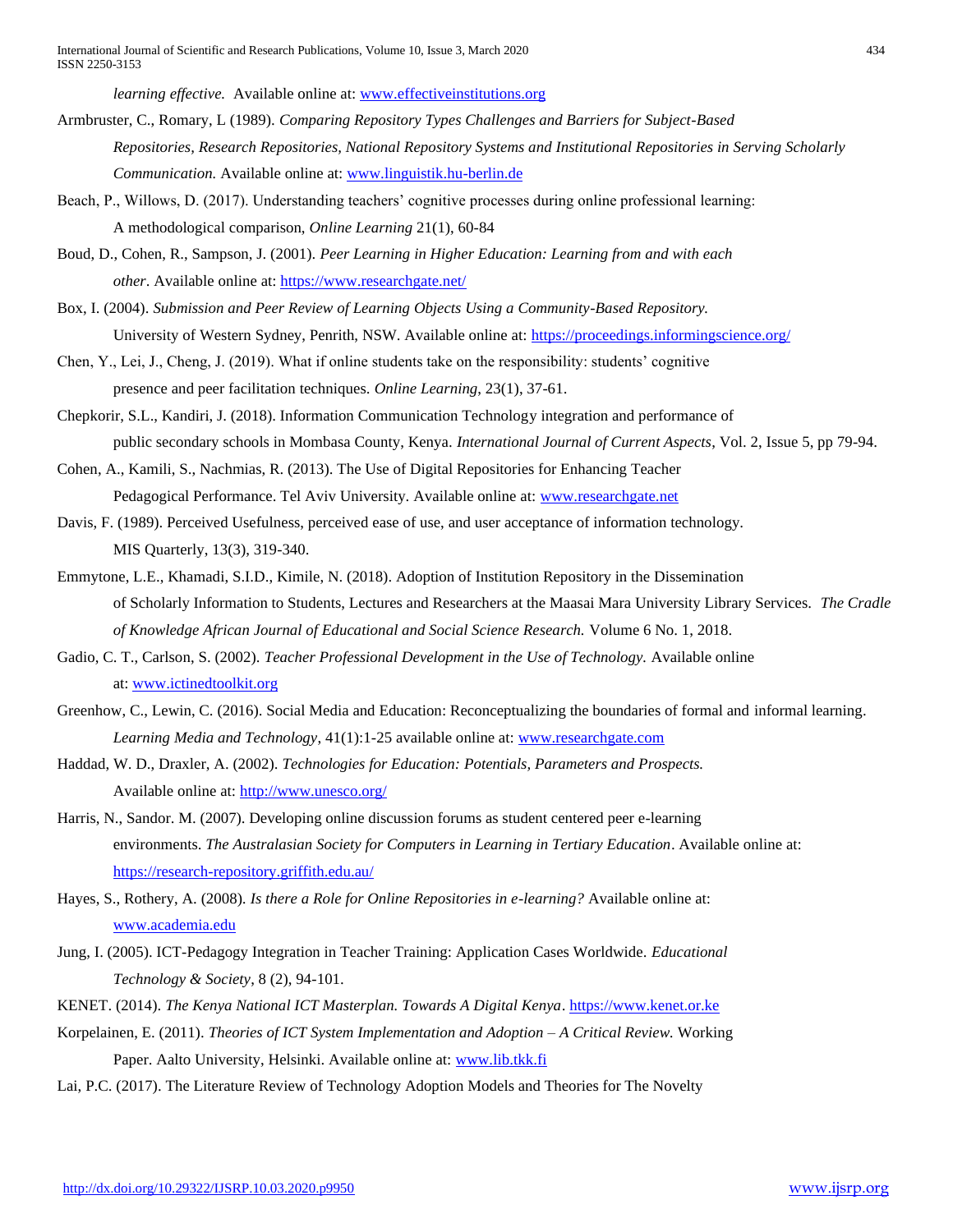*learning effective.* Available online at: www.effectiveinstitutions.org

Armbruster, C., Romary, L (1989). *Comparing Repository Types Challenges and Barriers for Subject-Based Repositories, Research Repositories, National Repository Systems and Institutional Repositories in Serving Scholarly Communication.* Available online at: www.linguistik.hu-berlin.de

Beach, P., Willows, D. (2017). Understanding teachers' cognitive processes during online professional learning: A methodological comparison, *Online Learning* 21(1), 60-84

Boud, D., Cohen, R., Sampson, J. (2001). *Peer Learning in Higher Education: Learning from and with each other*. Available online at: https://www.researchgate.net/

Box, I. (2004). *Submission and Peer Review of Learning Objects Using a Community-Based Repository.* University of Western Sydney, Penrith, NSW. Available online at: https://proceedings.informingscience.org/

Chen, Y., Lei, J., Cheng, J. (2019). What if online students take on the responsibility: students' cognitive presence and peer facilitation techniques. *Online Learning*, 23(1), 37-61.

Chepkorir, S.L., Kandiri, J. (2018). Information Communication Technology integration and performance of public secondary schools in Mombasa County, Kenya. *International Journal of Current Aspects*, Vol. 2, Issue 5, pp 79-94.

Cohen, A., Kamili, S., Nachmias, R. (2013). The Use of Digital Repositories for Enhancing Teacher Pedagogical Performance. Tel Aviv University. Available online at: www.researchgate.net

Davis, F. (1989). Perceived Usefulness, perceived ease of use, and user acceptance of information technology. MIS Quarterly, 13(3), 319-340.

Emmytone, L.E., Khamadi, S.I.D., Kimile, N. (2018). Adoption of Institution Repository in the Dissemination of Scholarly Information to Students, Lectures and Researchers at the Maasai Mara University Library Services. *The Cradle of Knowledge African Journal of Educational and Social Science Research.* Volume 6 No. 1, 2018.

Gadio, C. T., Carlson, S. (2002). *Teacher Professional Development in the Use of Technology.* Available online at: www.ictinedtoolkit.org

Greenhow, C., Lewin, C. (2016). Social Media and Education: Reconceptualizing the boundaries of formal and informal learning. *Learning Media and Technology*, 41(1):1-25 available online at: www.researchgate.com

Haddad, W. D., Draxler, A. (2002). *Technologies for Education: Potentials, Parameters and Prospects.* Available online at: http://www.unesco.org/

Harris, N., Sandor. M. (2007). Developing online discussion forums as student centered peer e-learning environments. *The Australasian Society for Computers in Learning in Tertiary Education*. Available online at: https://research-repository.griffith.edu.au/

Hayes, S., Rothery, A. (2008). *Is there a Role for Online Repositories in e-learning?* Available online at: www.academia.edu

Jung, I. (2005). ICT-Pedagogy Integration in Teacher Training: Application Cases Worldwide. *Educational Technology & Society*, 8 (2), 94-101.

KENET. (2014). *The Kenya National ICT Masterplan. Towards A Digital Kenya*. https://www.kenet.or.ke

Korpelainen, E. (2011). *Theories of ICT System Implementation and Adoption – A Critical Review.* Working Paper. Aalto University, Helsinki. Available online at: www.lib.tkk.fi

Lai, P.C. (2017). The Literature Review of Technology Adoption Models and Theories for The Novelty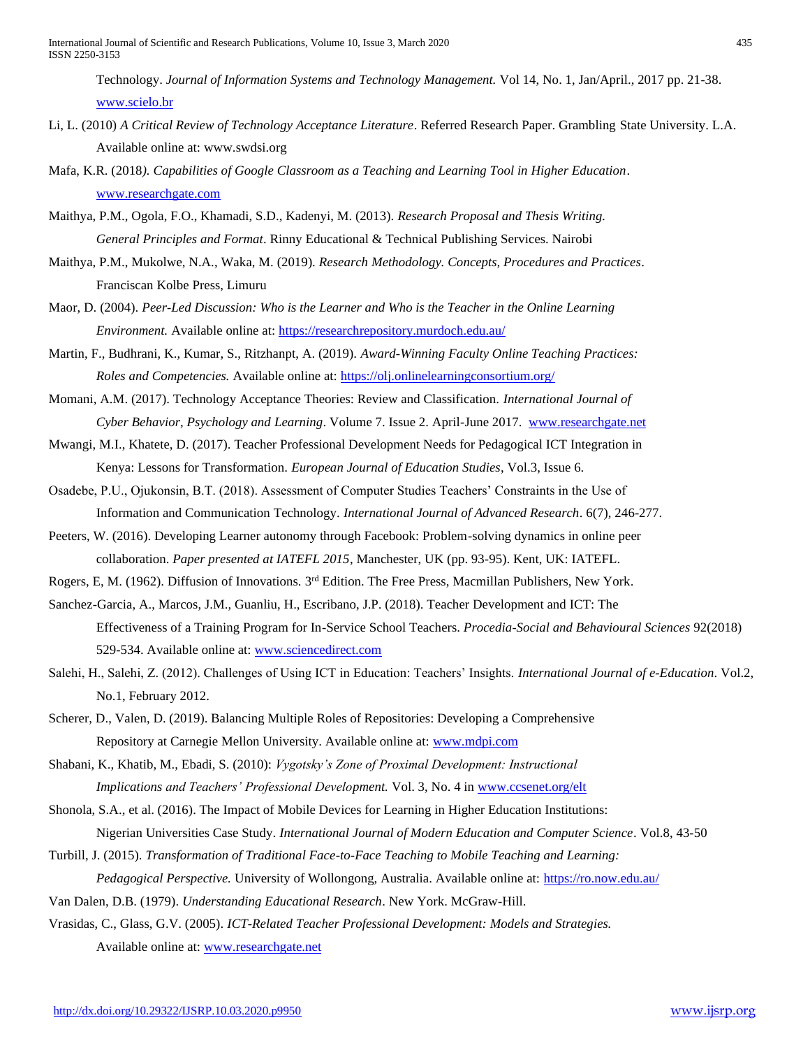Technology. *Journal of Information Systems and Technology Management.* Vol 14, No. 1, Jan/April., 2017 pp. 21-38. www.scielo.br

Li, L. (2010) *A Critical Review of Technology Acceptance Literature*. Referred Research Paper. Grambling State University. L.A. Available online at: www.swdsi.org

Mafa, K.R. (2018*). Capabilities of Google Classroom as a Teaching and Learning Tool in Higher Education*. www.researchgate.com

Maithya, P.M., Ogola, F.O., Khamadi, S.D., Kadenyi, M. (2013). *Research Proposal and Thesis Writing. General Principles and Format*. Rinny Educational & Technical Publishing Services. Nairobi

Maithya, P.M., Mukolwe, N.A., Waka, M. (2019). *Research Methodology. Concepts, Procedures and Practices*. Franciscan Kolbe Press, Limuru

Maor, D. (2004). *Peer-Led Discussion: Who is the Learner and Who is the Teacher in the Online Learning Environment.* Available online at: https://researchrepository.murdoch.edu.au/

Martin, F., Budhrani, K., Kumar, S., Ritzhanpt, A. (2019). *Award-Winning Faculty Online Teaching Practices: Roles and Competencies.* Available online at: https://olj.onlinelearningconsortium.org/

Momani, A.M. (2017). Technology Acceptance Theories: Review and Classification. *International Journal of Cyber Behavior, Psychology and Learning*. Volume 7. Issue 2. April-June 2017. www.researchgate.net

Mwangi, M.I., Khatete, D. (2017). Teacher Professional Development Needs for Pedagogical ICT Integration in Kenya: Lessons for Transformation. *European Journal of Education Studies*, Vol.3, Issue 6.

Osadebe, P.U., Ojukonsin, B.T. (2018). Assessment of Computer Studies Teachers' Constraints in the Use of Information and Communication Technology. *International Journal of Advanced Research*. 6(7), 246-277.

Peeters, W. (2016). Developing Learner autonomy through Facebook: Problem-solving dynamics in online peer collaboration. *Paper presented at IATEFL 2015*, Manchester, UK (pp. 93-95). Kent, UK: IATEFL.

Rogers, E, M. (1962). Diffusion of Innovations. 3rd Edition. The Free Press, Macmillan Publishers, New York.

Sanchez-Garcia, A., Marcos, J.M., Guanliu, H., Escribano, J.P. (2018). Teacher Development and ICT: The Effectiveness of a Training Program for In-Service School Teachers. *Procedia-Social and Behavioural Sciences* 92(2018) 529-534. Available online at: www.sciencedirect.com

Salehi, H., Salehi, Z. (2012). Challenges of Using ICT in Education: Teachers' Insights. *International Journal of e-Education*. Vol.2, No.1, February 2012.

Scherer, D., Valen, D. (2019). Balancing Multiple Roles of Repositories: Developing a Comprehensive Repository at Carnegie Mellon University. Available online at: www.mdpi.com

Shabani, K., Khatib, M., Ebadi, S. (2010): *Vygotsky's Zone of Proximal Development: Instructional Implications and Teachers' Professional Development.* Vol. 3, No. 4 in www.ccsenet.org/elt

Shonola, S.A., et al. (2016). The Impact of Mobile Devices for Learning in Higher Education Institutions: Nigerian Universities Case Study. *International Journal of Modern Education and Computer Science*. Vol.8, 43-50

Turbill, J. (2015). *Transformation of Traditional Face-to-Face Teaching to Mobile Teaching and Learning: Pedagogical Perspective.* University of Wollongong, Australia. Available online at: https://ro.now.edu.au/

Van Dalen, D.B. (1979). *Understanding Educational Research*. New York. McGraw-Hill.

Vrasidas, C., Glass, G.V. (2005). *ICT-Related Teacher Professional Development: Models and Strategies.* Available online at: www.researchgate.net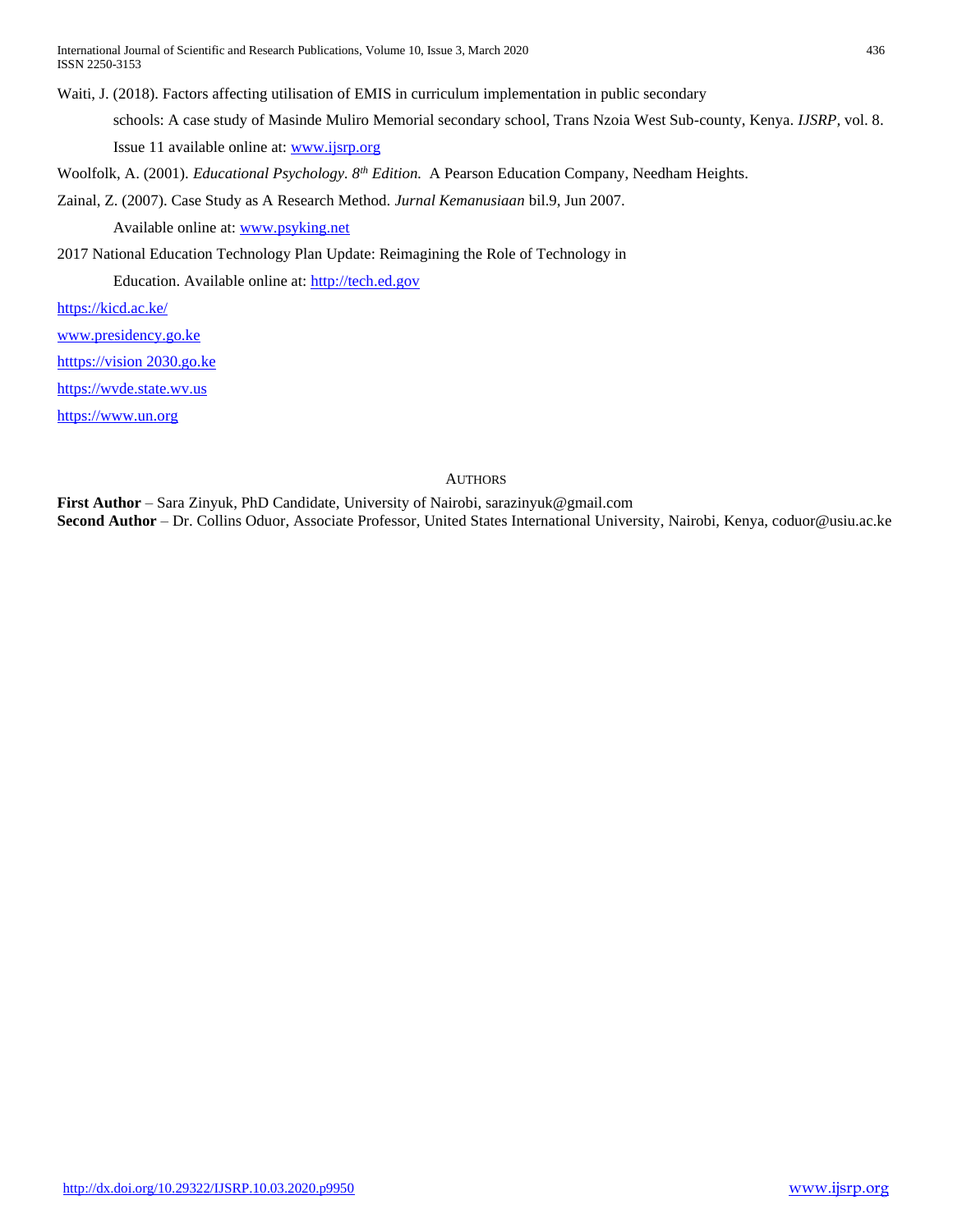Waiti, J. (2018). Factors affecting utilisation of EMIS in curriculum implementation in public secondary schools: A case study of Masinde Muliro Memorial secondary school, Trans Nzoia West Sub-county, Kenya. *IJSRP*, vol. 8. Issue 11 available online at: www.ijsrp.org

Woolfolk, A. (2001). *Educational Psychology. 8th Edition.* A Pearson Education Company, Needham Heights.

Zainal, Z. (2007). Case Study as A Research Method. *Jurnal Kemanusiaan* bil.9, Jun 2007. Available online at: www.psyking.net

2017 National Education Technology Plan Update: Reimagining the Role of Technology in Education. Available online at: http://tech.ed.gov

https://kicd.ac.ke/

www.presidency.go.ke

htttps://vision 2030.go.ke

https://wvde.state.wv.us

https://www.un.org

## Authors

**First Author** – Sara Zinyuk, PhD Candidate, University of Nairobi, sarazinyuk@gmail.com
**Second Author** – Dr. Collins Oduor, Associate Professor, United States International University, Nairobi, Kenya, coduor@usiu.ac.ke